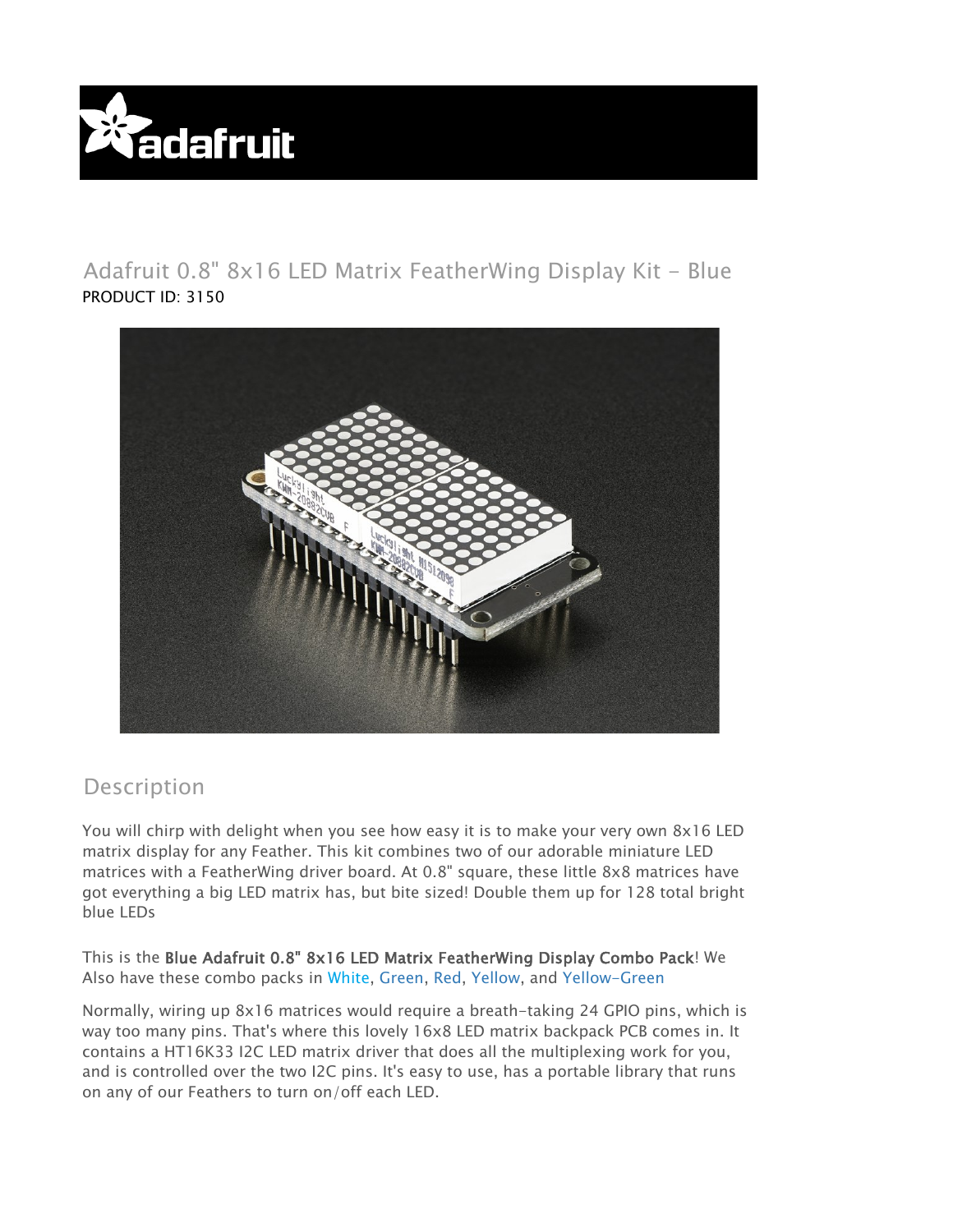# Adafruit 0.8" 8x16 LED Matrix FeatherWing Display Kit - Blue

PRODUCT ID: 3150

## Description

You will chirp with delight when you see how easy it is to make your very own 8x16 LED matrix display for any Feather. This kit combines two of our adorable miniature LED matrices with a FeatherWing driver board. At 0.8" square, these little 8x8 matrices have got everything a big LED matrix has, but bite sized! Double them up for 128 total bright blue LEDs

This is the **Blue Adafruit 0.8" 8x16 LED Matrix FeatherWing Display Combo Pack**! We Also have these combo packs in White, Green, Red, Yellow, and Yellow-Green

Normally, wiring up 8x16 matrices would require a breath-taking 24 GPIO pins, which is way too many pins. That's where this lovely 16x8 LED matrix backpack PCB comes in. It contains a HT16K33 I2C LED matrix driver that does all the multiplexing work for you, and is controlled over the two I2C pins. It's easy to use, has a portable library that runs on any of our Feathers to turn on/off each LED.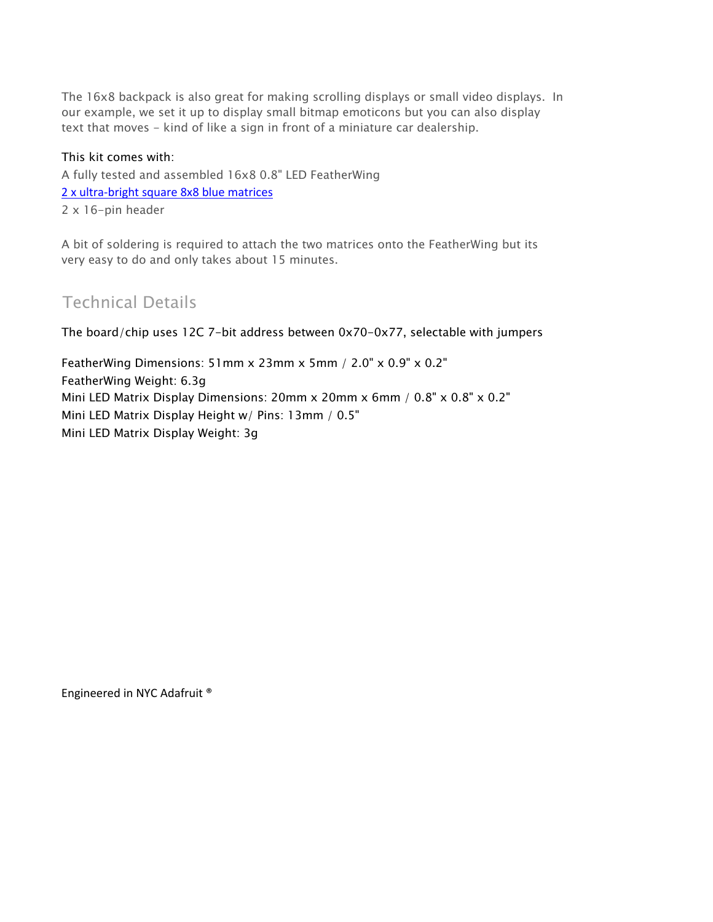The 16x8 backpack is also great for making scrolling displays or small video displays. In our example, we set it up to display small bitmap emoticons but you can also display text that moves - kind of like a sign in front of a miniature car dealership.

This kit comes with:

A fully tested and assembled 16x8 0.8" LED FeatherWing

2 x ultra-bright square 8x8 blue matrices

2 x 16-pin header

A bit of soldering is required to attach the two matrices onto the FeatherWing but its very easy to do and only takes about 15 minutes.

## Technical Details

The board/chip uses 12C 7-bit address between 0x70-0x77, selectable with jumpers

FeatherWing Dimensions: 51mm x 23mm x 5mm / 2.0" x 0.9" x 0.2"

FeatherWing Weight: 6.3g

Mini LED Matrix Display Dimensions: 20mm x 20mm x 6mm / 0.8" x 0.8" x 0.2"

Mini LED Matrix Display Height w/ Pins: 13mm / 0.5"

Mini LED Matrix Display Weight: 3g

Engineered in NYC Adafruit ®